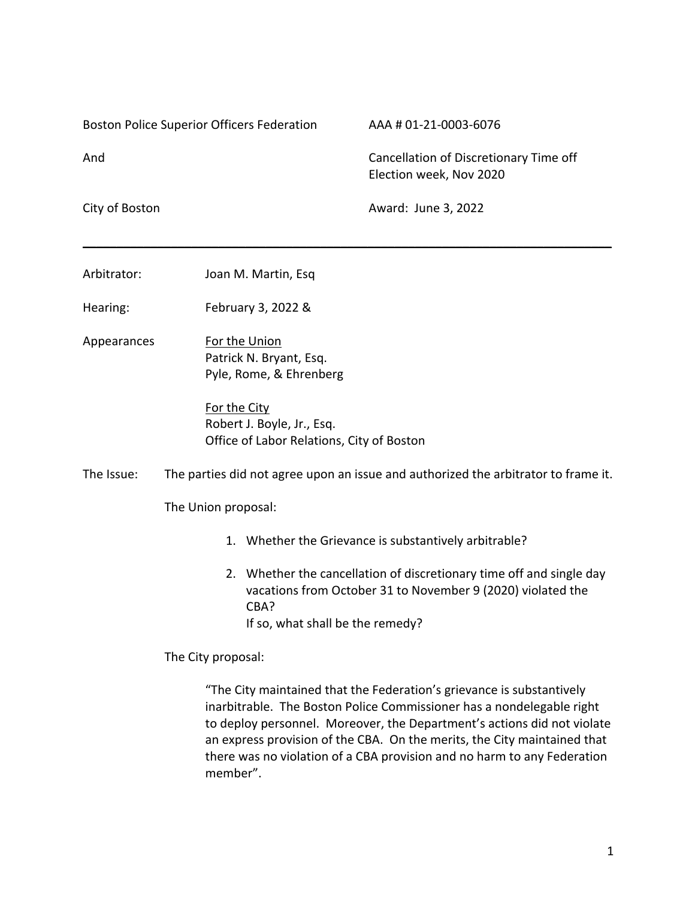| | |
|---|---|
| Boston Police Superior Officers Federation | AAA # 01-21-0003-6076 |
| And | Cancellation of Discretionary Time off Election week, Nov 2020 |
| City of Boston | Award: June 3, 2022 |

---

Arbitrator: Joan M. Martin, Esq

Hearing: February 3, 2022 &

Appearances

For the Union
Patrick N. Bryant, Esq.
Pyle, Rome, & Ehrenberg

For the City
Robert J. Boyle, Jr., Esq.
Office of Labor Relations, City of Boston

The Issue: The parties did not agree upon an issue and authorized the arbitrator to frame it.

The Union proposal:

1. Whether the Grievance is substantively arbitrable?
2. Whether the cancellation of discretionary time off and single day vacations from October 31 to November 9 (2020) violated the CBA?
   If so, what shall be the remedy?

The City proposal:

> "The City maintained that the Federation's grievance is substantively inarbitrable. The Boston Police Commissioner has a nondelegable right to deploy personnel. Moreover, the Department's actions did not violate an express provision of the CBA. On the merits, the City maintained that there was no violation of a CBA provision and no harm to any Federation member".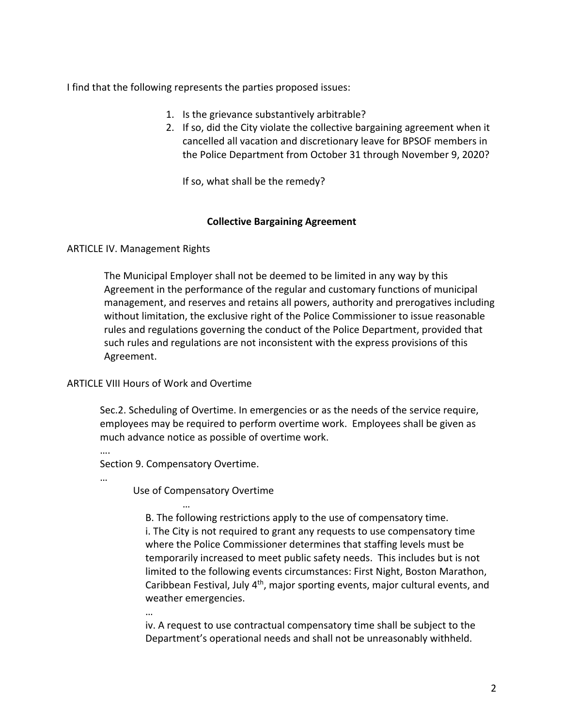I find that the following represents the parties proposed issues:

1. Is the grievance substantively arbitrable?
2. If so, did the City violate the collective bargaining agreement when it cancelled all vacation and discretionary leave for BPSOF members in the Police Department from October 31 through November 9, 2020?

   If so, what shall be the remedy?

## Collective Bargaining Agreement

ARTICLE IV. Management Rights

> The Municipal Employer shall not be deemed to be limited in any way by this Agreement in the performance of the regular and customary functions of municipal management, and reserves and retains all powers, authority and prerogatives including without limitation, the exclusive right of the Police Commissioner to issue reasonable rules and regulations governing the conduct of the Police Department, provided that such rules and regulations are not inconsistent with the express provisions of this Agreement.

ARTICLE VIII Hours of Work and Overtime

> Sec.2. Scheduling of Overtime. In emergencies or as the needs of the service require, employees may be required to perform overtime work. Employees shall be given as much advance notice as possible of overtime work.
>
> ….
>
> Section 9. Compensatory Overtime.
>
> …
>
> Use of Compensatory Overtime
>
> …
>
> B. The following restrictions apply to the use of compensatory time.
>
> i. The City is not required to grant any requests to use compensatory time where the Police Commissioner determines that staffing levels must be temporarily increased to meet public safety needs. This includes but is not limited to the following events circumstances: First Night, Boston Marathon, Caribbean Festival, July 4th, major sporting events, major cultural events, and weather emergencies.
>
> …
>
> iv. A request to use contractual compensatory time shall be subject to the Department's operational needs and shall not be unreasonably withheld.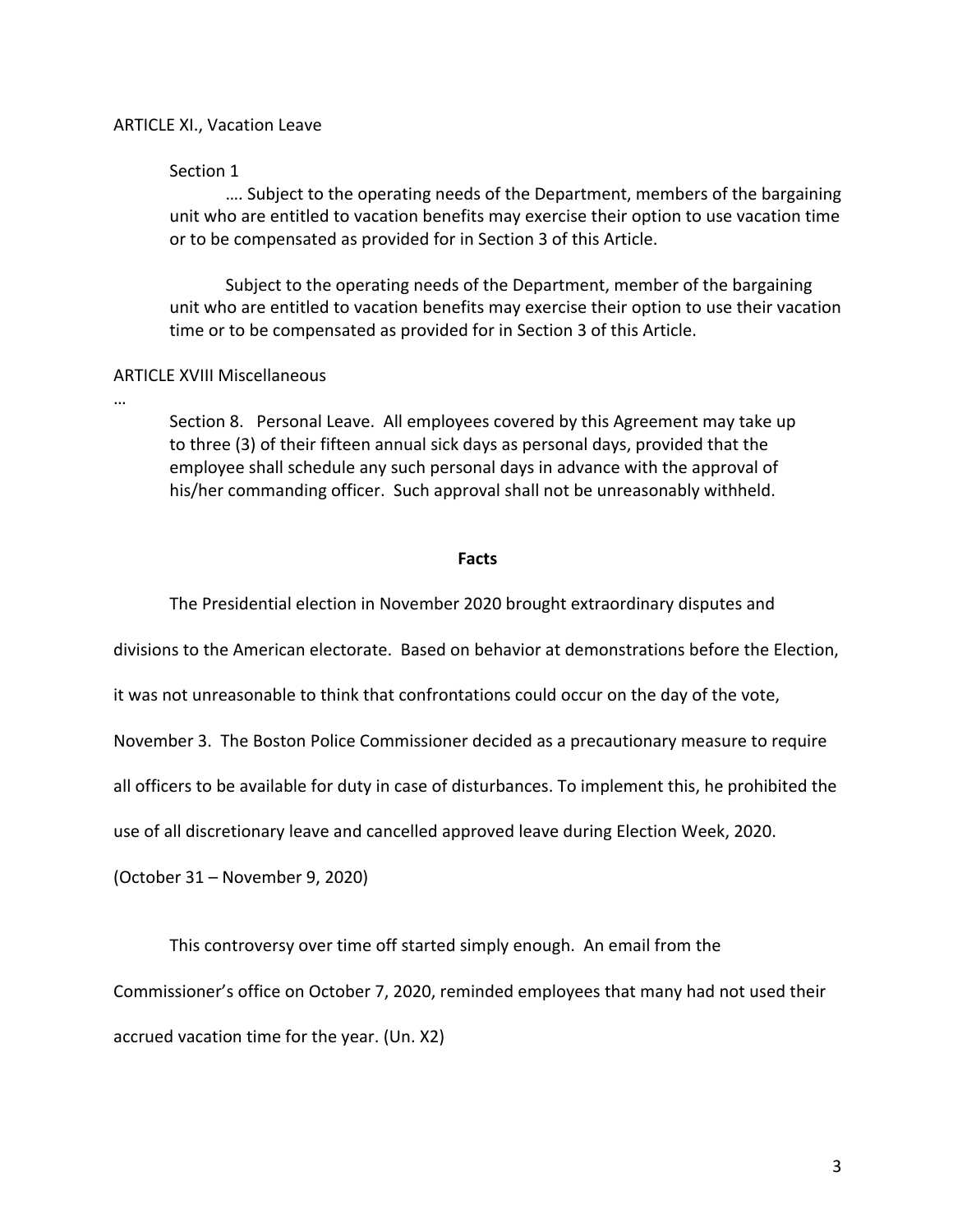ARTICLE XI., Vacation Leave

Section 1

…. Subject to the operating needs of the Department, members of the bargaining unit who are entitled to vacation benefits may exercise their option to use vacation time or to be compensated as provided for in Section 3 of this Article.

Subject to the operating needs of the Department, member of the bargaining unit who are entitled to vacation benefits may exercise their option to use their vacation time or to be compensated as provided for in Section 3 of this Article.

ARTICLE XVIII Miscellaneous

…

Section 8. Personal Leave. All employees covered by this Agreement may take up to three (3) of their fifteen annual sick days as personal days, provided that the employee shall schedule any such personal days in advance with the approval of his/her commanding officer. Such approval shall not be unreasonably withheld.

## Facts

The Presidential election in November 2020 brought extraordinary disputes and divisions to the American electorate. Based on behavior at demonstrations before the Election, it was not unreasonable to think that confrontations could occur on the day of the vote, November 3. The Boston Police Commissioner decided as a precautionary measure to require all officers to be available for duty in case of disturbances. To implement this, he prohibited the use of all discretionary leave and cancelled approved leave during Election Week, 2020. (October 31 – November 9, 2020)

This controversy over time off started simply enough. An email from the Commissioner's office on October 7, 2020, reminded employees that many had not used their accrued vacation time for the year. (Un. X2)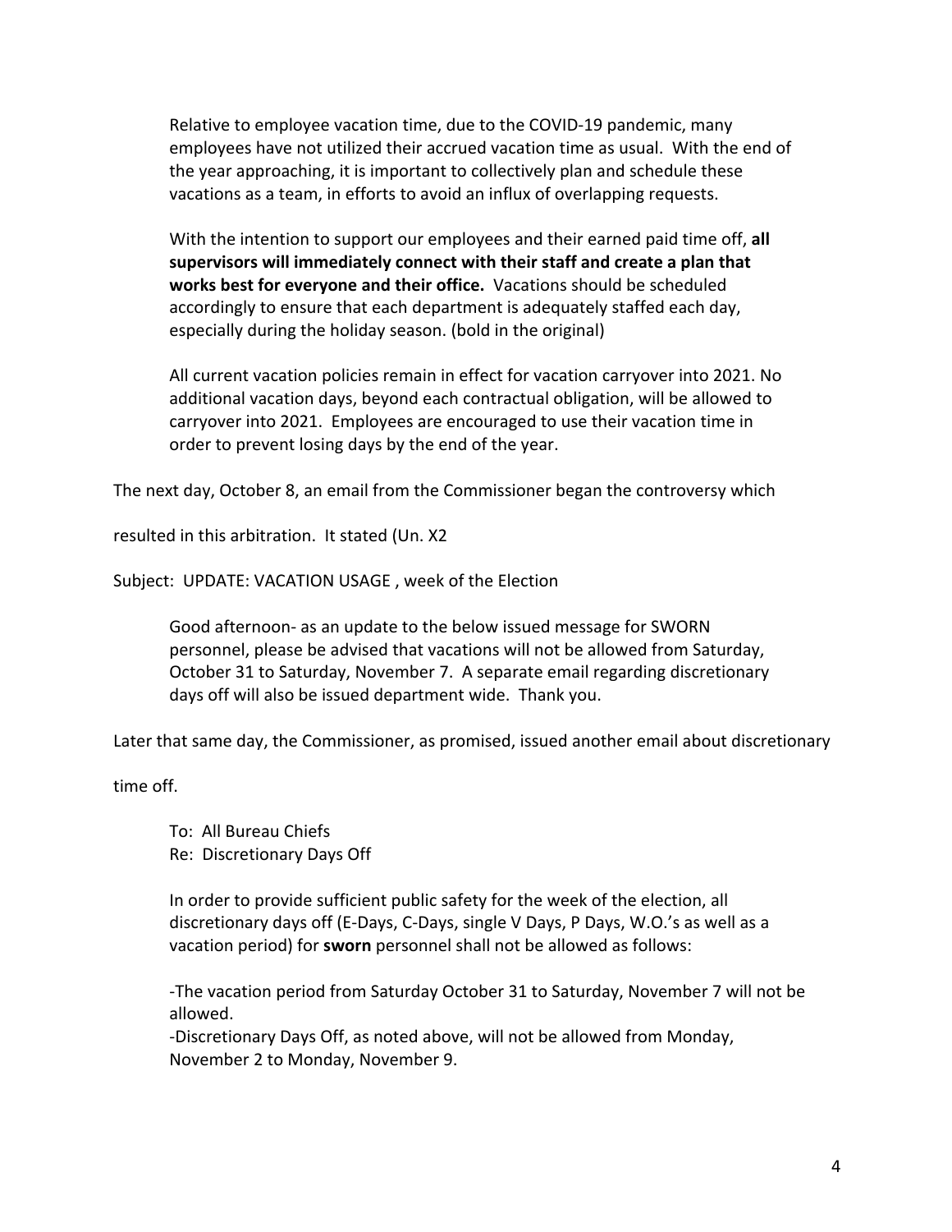> Relative to employee vacation time, due to the COVID-19 pandemic, many employees have not utilized their accrued vacation time as usual. With the end of the year approaching, it is important to collectively plan and schedule these vacations as a team, in efforts to avoid an influx of overlapping requests.
>
> With the intention to support our employees and their earned paid time off, **all supervisors will immediately connect with their staff and create a plan that works best for everyone and their office.** Vacations should be scheduled accordingly to ensure that each department is adequately staffed each day, especially during the holiday season. (bold in the original)
>
> All current vacation policies remain in effect for vacation carryover into 2021. No additional vacation days, beyond each contractual obligation, will be allowed to carryover into 2021. Employees are encouraged to use their vacation time in order to prevent losing days by the end of the year.

The next day, October 8, an email from the Commissioner began the controversy which resulted in this arbitration. It stated (Un. X2

Subject: UPDATE: VACATION USAGE , week of the Election

> Good afternoon- as an update to the below issued message for SWORN personnel, please be advised that vacations will not be allowed from Saturday, October 31 to Saturday, November 7. A separate email regarding discretionary days off will also be issued department wide. Thank you.

Later that same day, the Commissioner, as promised, issued another email about discretionary time off.

> To: All Bureau Chiefs
> Re: Discretionary Days Off
>
> In order to provide sufficient public safety for the week of the election, all discretionary days off (E-Days, C-Days, single V Days, P Days, W.O.'s as well as a vacation period) for **sworn** personnel shall not be allowed as follows:
>
> -The vacation period from Saturday October 31 to Saturday, November 7 will not be allowed.
> -Discretionary Days Off, as noted above, will not be allowed from Monday, November 2 to Monday, November 9.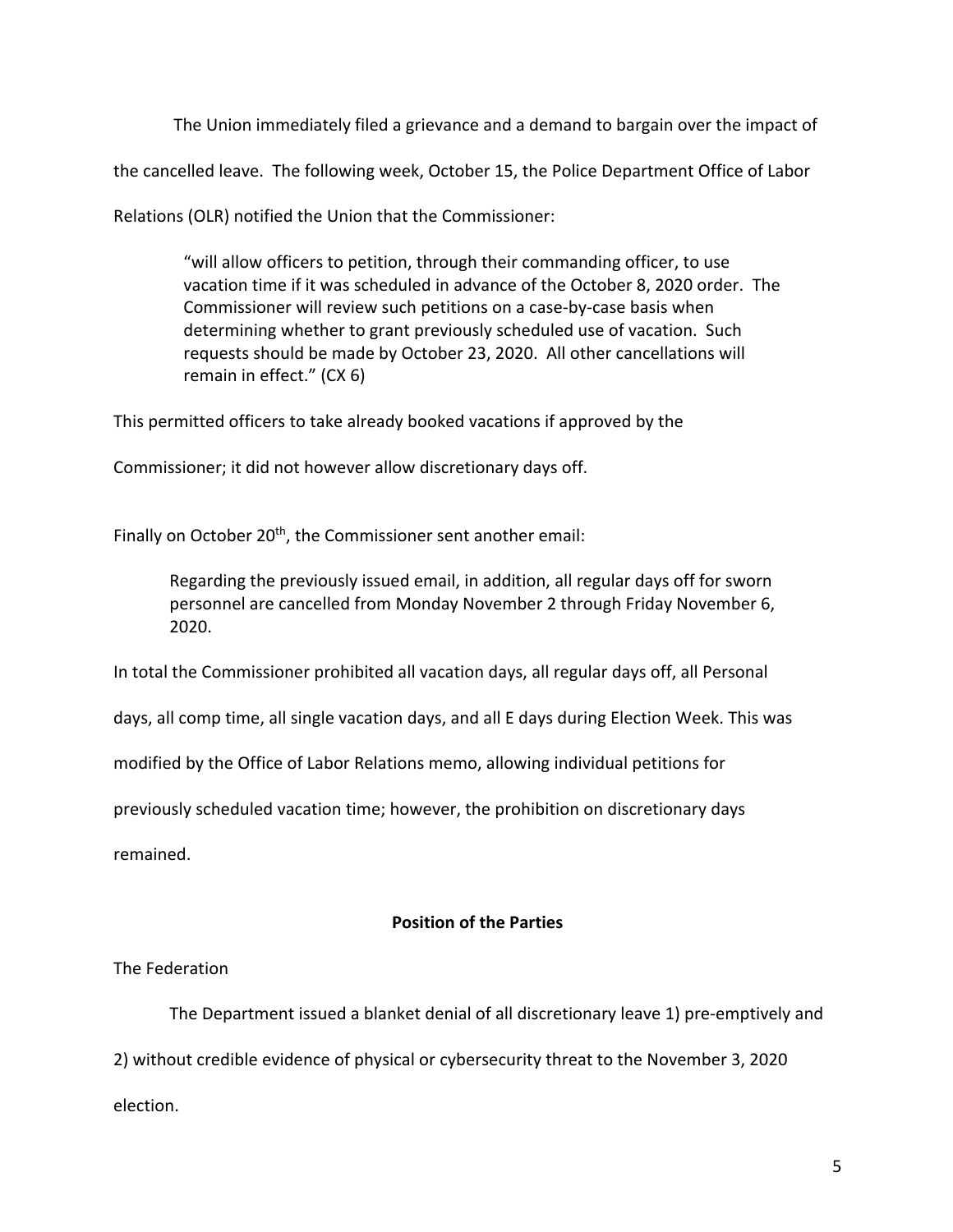The Union immediately filed a grievance and a demand to bargain over the impact of the cancelled leave. The following week, October 15, the Police Department Office of Labor Relations (OLR) notified the Union that the Commissioner:

> "will allow officers to petition, through their commanding officer, to use vacation time if it was scheduled in advance of the October 8, 2020 order. The Commissioner will review such petitions on a case-by-case basis when determining whether to grant previously scheduled use of vacation. Such requests should be made by October 23, 2020. All other cancellations will remain in effect." (CX 6)

This permitted officers to take already booked vacations if approved by the Commissioner; it did not however allow discretionary days off.

Finally on October 20th, the Commissioner sent another email:

> Regarding the previously issued email, in addition, all regular days off for sworn personnel are cancelled from Monday November 2 through Friday November 6, 2020.

In total the Commissioner prohibited all vacation days, all regular days off, all Personal days, all comp time, all single vacation days, and all E days during Election Week. This was modified by the Office of Labor Relations memo, allowing individual petitions for previously scheduled vacation time; however, the prohibition on discretionary days remained.

## Position of the Parties

The Federation

The Department issued a blanket denial of all discretionary leave 1) pre-emptively and 2) without credible evidence of physical or cybersecurity threat to the November 3, 2020 election.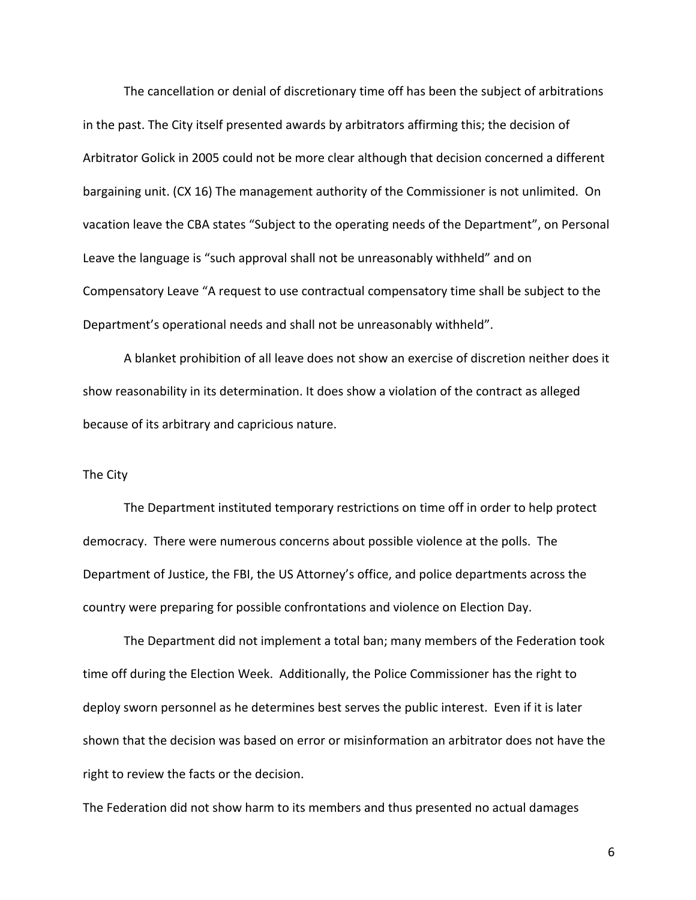The cancellation or denial of discretionary time off has been the subject of arbitrations in the past. The City itself presented awards by arbitrators affirming this; the decision of Arbitrator Golick in 2005 could not be more clear although that decision concerned a different bargaining unit. (CX 16) The management authority of the Commissioner is not unlimited. On vacation leave the CBA states "Subject to the operating needs of the Department", on Personal Leave the language is "such approval shall not be unreasonably withheld" and on Compensatory Leave "A request to use contractual compensatory time shall be subject to the Department's operational needs and shall not be unreasonably withheld".

A blanket prohibition of all leave does not show an exercise of discretion neither does it show reasonability in its determination. It does show a violation of the contract as alleged because of its arbitrary and capricious nature.

The City

The Department instituted temporary restrictions on time off in order to help protect democracy. There were numerous concerns about possible violence at the polls. The Department of Justice, the FBI, the US Attorney's office, and police departments across the country were preparing for possible confrontations and violence on Election Day.

The Department did not implement a total ban; many members of the Federation took time off during the Election Week. Additionally, the Police Commissioner has the right to deploy sworn personnel as he determines best serves the public interest. Even if it is later shown that the decision was based on error or misinformation an arbitrator does not have the right to review the facts or the decision.

The Federation did not show harm to its members and thus presented no actual damages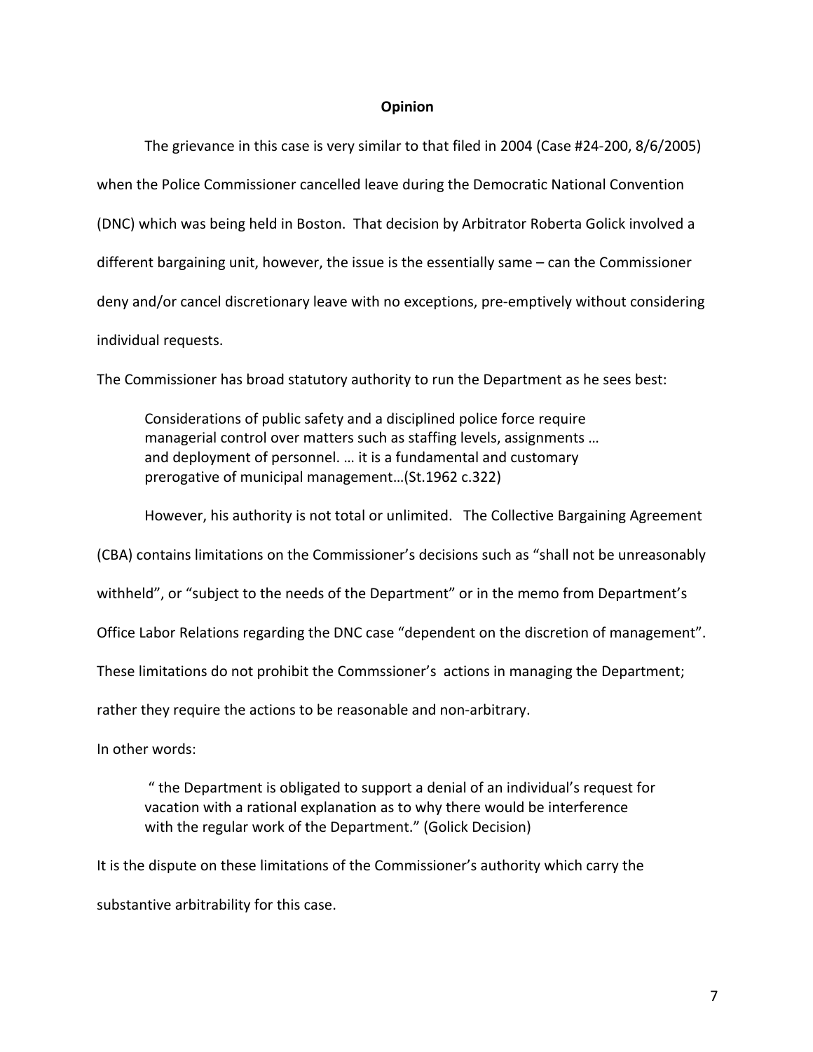**Opinion**

The grievance in this case is very similar to that filed in 2004 (Case #24-200, 8/6/2005) when the Police Commissioner cancelled leave during the Democratic National Convention (DNC) which was being held in Boston. That decision by Arbitrator Roberta Golick involved a different bargaining unit, however, the issue is the essentially same – can the Commissioner deny and/or cancel discretionary leave with no exceptions, pre-emptively without considering individual requests.

The Commissioner has broad statutory authority to run the Department as he sees best:

> Considerations of public safety and a disciplined police force require managerial control over matters such as staffing levels, assignments … and deployment of personnel. … it is a fundamental and customary prerogative of municipal management…(St.1962 c.322)

However, his authority is not total or unlimited. The Collective Bargaining Agreement (CBA) contains limitations on the Commissioner's decisions such as "shall not be unreasonably withheld", or "subject to the needs of the Department" or in the memo from Department's Office Labor Relations regarding the DNC case "dependent on the discretion of management". These limitations do not prohibit the Commssioner's actions in managing the Department; rather they require the actions to be reasonable and non-arbitrary.

In other words:

> " the Department is obligated to support a denial of an individual's request for vacation with a rational explanation as to why there would be interference with the regular work of the Department." (Golick Decision)

It is the dispute on these limitations of the Commissioner's authority which carry the substantive arbitrability for this case.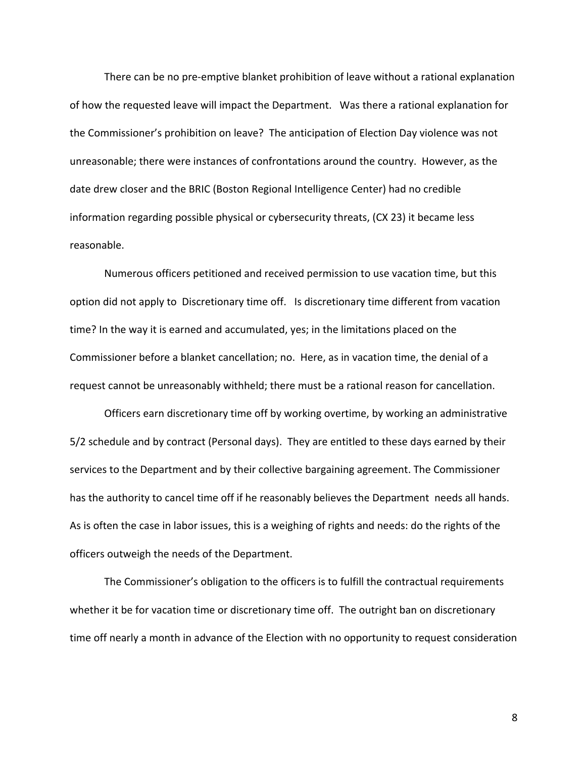There can be no pre-emptive blanket prohibition of leave without a rational explanation of how the requested leave will impact the Department. Was there a rational explanation for the Commissioner's prohibition on leave? The anticipation of Election Day violence was not unreasonable; there were instances of confrontations around the country. However, as the date drew closer and the BRIC (Boston Regional Intelligence Center) had no credible information regarding possible physical or cybersecurity threats, (CX 23) it became less reasonable.

Numerous officers petitioned and received permission to use vacation time, but this option did not apply to Discretionary time off. Is discretionary time different from vacation time? In the way it is earned and accumulated, yes; in the limitations placed on the Commissioner before a blanket cancellation; no. Here, as in vacation time, the denial of a request cannot be unreasonably withheld; there must be a rational reason for cancellation.

Officers earn discretionary time off by working overtime, by working an administrative 5/2 schedule and by contract (Personal days). They are entitled to these days earned by their services to the Department and by their collective bargaining agreement. The Commissioner has the authority to cancel time off if he reasonably believes the Department needs all hands. As is often the case in labor issues, this is a weighing of rights and needs: do the rights of the officers outweigh the needs of the Department.

The Commissioner's obligation to the officers is to fulfill the contractual requirements whether it be for vacation time or discretionary time off. The outright ban on discretionary time off nearly a month in advance of the Election with no opportunity to request consideration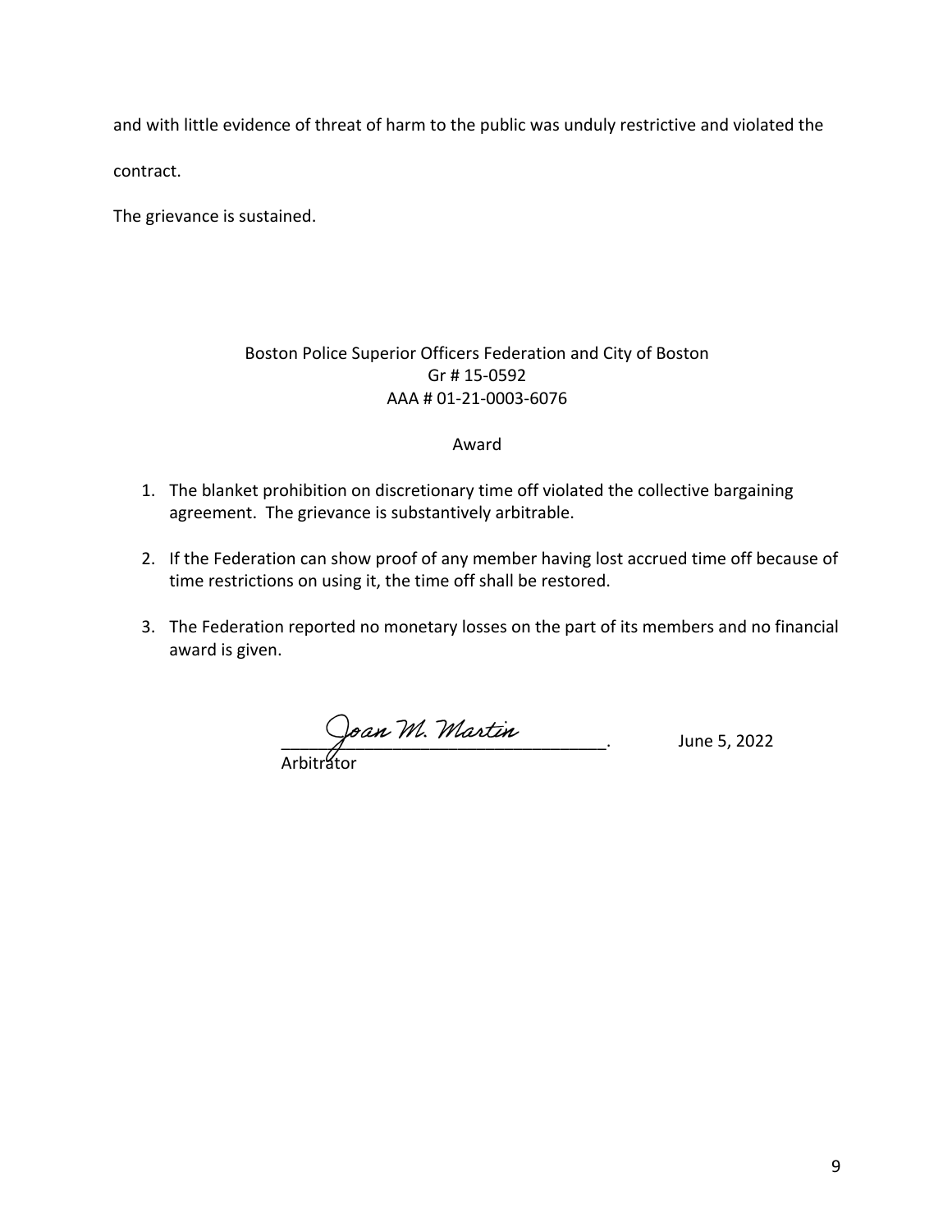and with little evidence of threat of harm to the public was unduly restrictive and violated the contract.

The grievance is sustained.

Boston Police Superior Officers Federation and City of Boston
Gr # 15-0592
AAA # 01-21-0003-6076

Award

1. The blanket prohibition on discretionary time off violated the collective bargaining agreement. The grievance is substantively arbitrable.

2. If the Federation can show proof of any member having lost accrued time off because of time restrictions on using it, the time off shall be restored.

3. The Federation reported no monetary losses on the part of its members and no financial award is given.

Joan M. Martin
Arbitrator

June 5, 2022